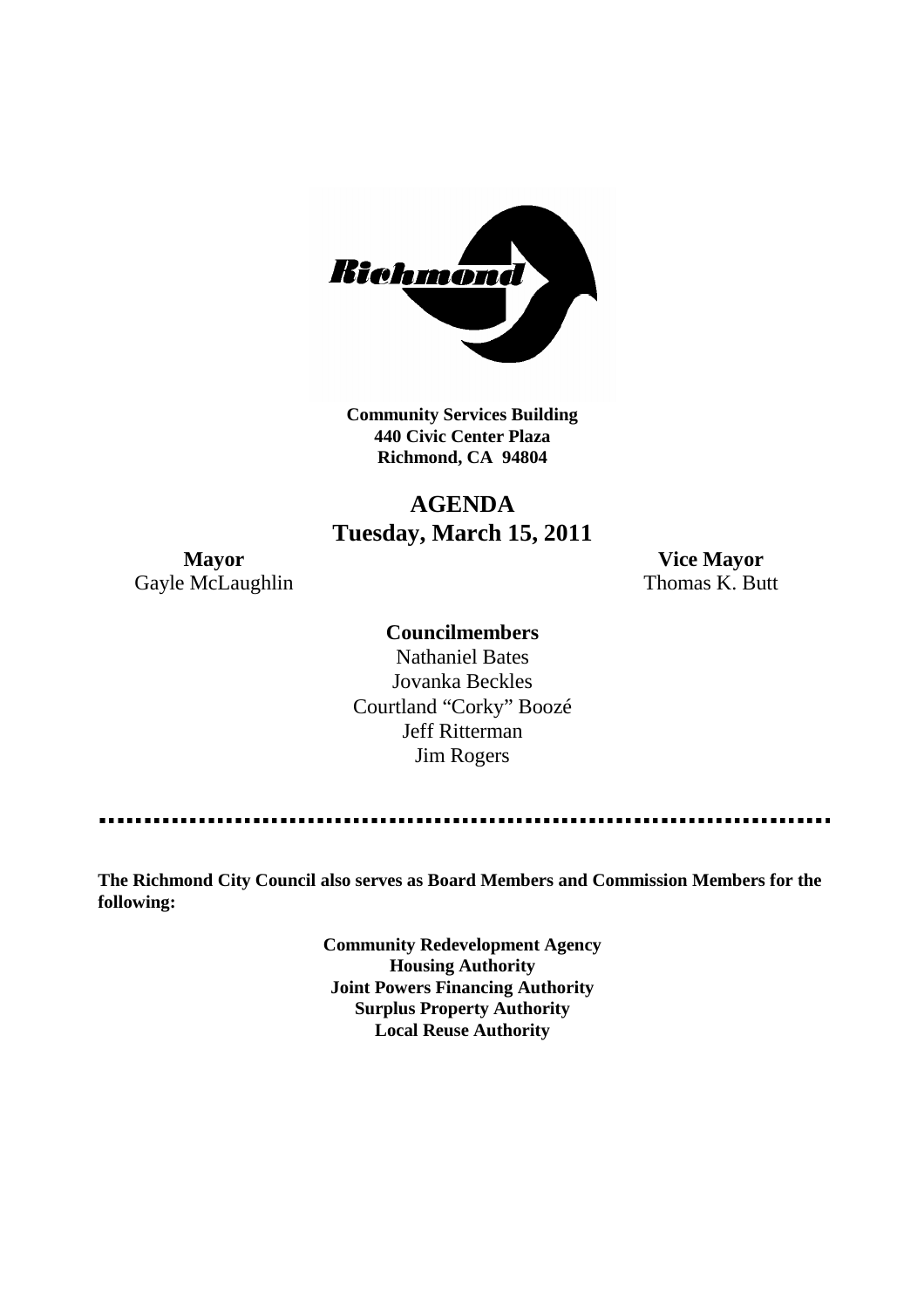**Community Services Building**
**440 Civic Center Plaza**
**Richmond, CA 94804**

# AGENDA
## Tuesday, March 15, 2011

**Mayor**
Gayle McLaughlin

**Vice Mayor**
Thomas K. Butt

**Councilmembers**

Nathaniel Bates
Jovanka Beckles
Courtland "Corky" Boozé
Jeff Ritterman
Jim Rogers

**The Richmond City Council also serves as Board Members and Commission Members for the following:**

**Community Redevelopment Agency**
**Housing Authority**
**Joint Powers Financing Authority**
**Surplus Property Authority**
**Local Reuse Authority**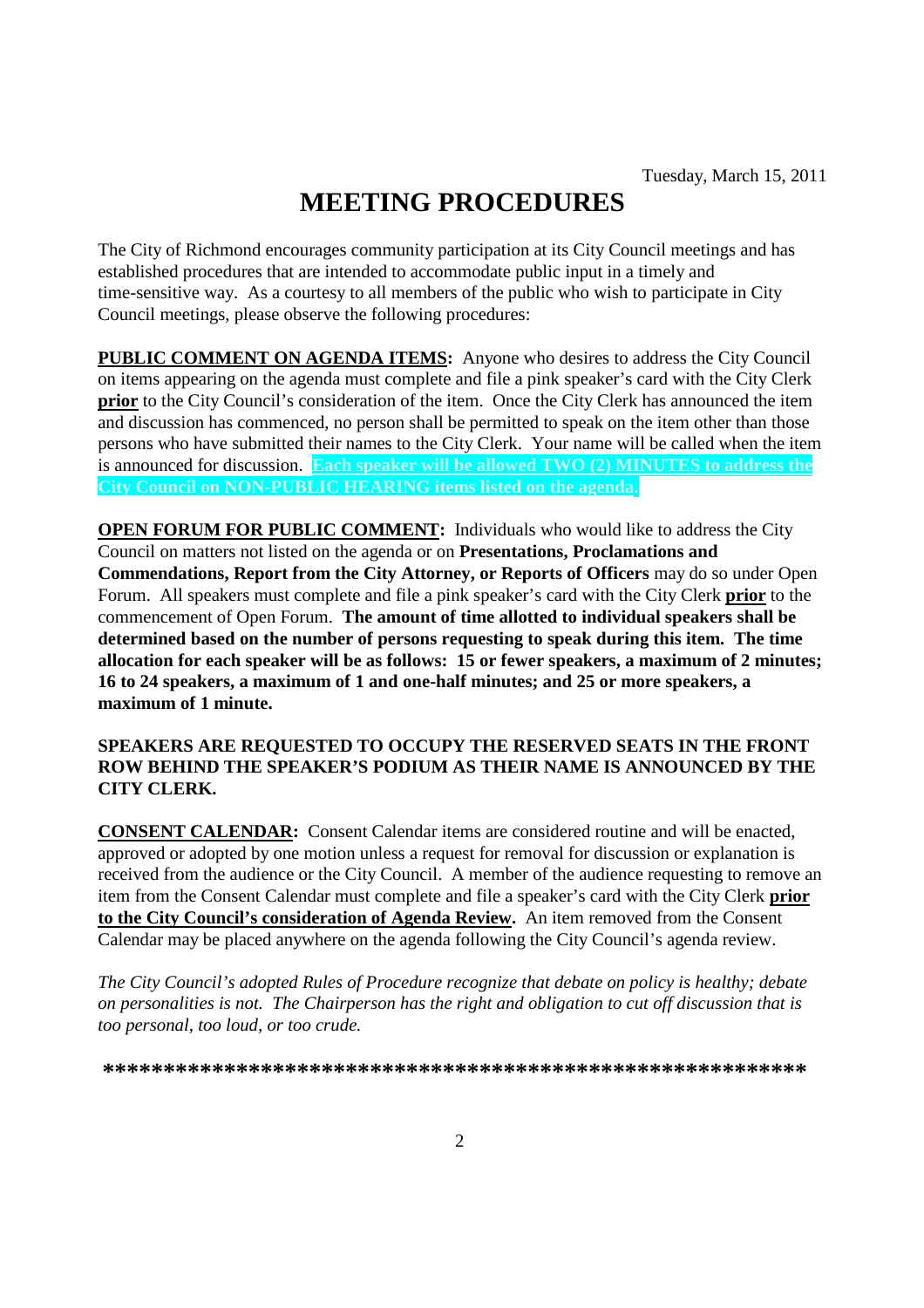Tuesday, March 15, 2011

# MEETING PROCEDURES

The City of Richmond encourages community participation at its City Council meetings and has established procedures that are intended to accommodate public input in a timely and time-sensitive way. As a courtesy to all members of the public who wish to participate in City Council meetings, please observe the following procedures:

**PUBLIC COMMENT ON AGENDA ITEMS:** Anyone who desires to address the City Council on items appearing on the agenda must complete and file a pink speaker's card with the City Clerk **prior** to the City Council's consideration of the item. Once the City Clerk has announced the item and discussion has commenced, no person shall be permitted to speak on the item other than those persons who have submitted their names to the City Clerk. Your name will be called when the item is announced for discussion. **Each speaker will be allowed TWO (2) MINUTES to address the City Council on NON-PUBLIC HEARING items listed on the agenda.**

**OPEN FORUM FOR PUBLIC COMMENT:** Individuals who would like to address the City Council on matters not listed on the agenda or on **Presentations, Proclamations and Commendations, Report from the City Attorney, or Reports of Officers** may do so under Open Forum. All speakers must complete and file a pink speaker's card with the City Clerk **prior** to the commencement of Open Forum. **The amount of time allotted to individual speakers shall be determined based on the number of persons requesting to speak during this item. The time allocation for each speaker will be as follows: 15 or fewer speakers, a maximum of 2 minutes; 16 to 24 speakers, a maximum of 1 and one-half minutes; and 25 or more speakers, a maximum of 1 minute.**

**SPEAKERS ARE REQUESTED TO OCCUPY THE RESERVED SEATS IN THE FRONT ROW BEHIND THE SPEAKER'S PODIUM AS THEIR NAME IS ANNOUNCED BY THE CITY CLERK.**

**CONSENT CALENDAR:** Consent Calendar items are considered routine and will be enacted, approved or adopted by one motion unless a request for removal for discussion or explanation is received from the audience or the City Council. A member of the audience requesting to remove an item from the Consent Calendar must complete and file a speaker's card with the City Clerk **prior to the City Council's consideration of Agenda Review.** An item removed from the Consent Calendar may be placed anywhere on the agenda following the City Council's agenda review.

*The City Council's adopted Rules of Procedure recognize that debate on policy is healthy; debate on personalities is not. The Chairperson has the right and obligation to cut off discussion that is too personal, too loud, or too crude.*

**\*\*\*\*\*\*\*\*\*\*\*\*\*\*\*\*\*\*\*\*\*\*\*\*\*\*\*\*\*\*\*\*\*\*\*\*\*\*\*\*\*\*\*\*\*\*\*\*\*\*\*\*\*\*\*\*\*\*\*\***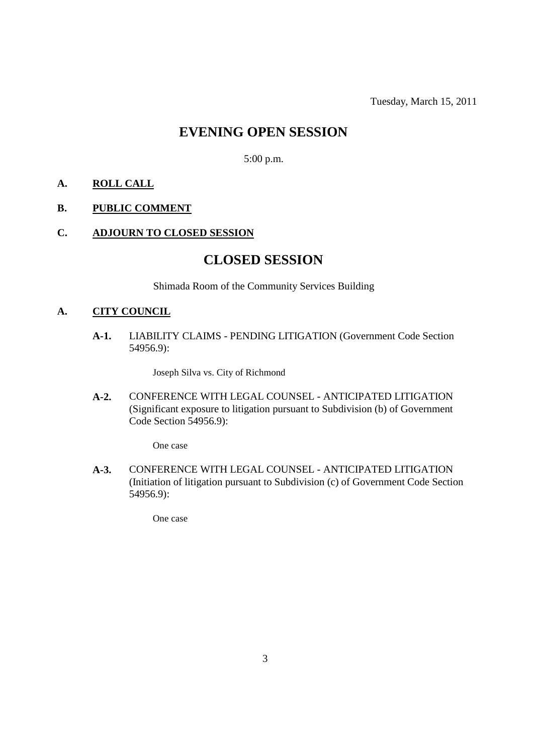Tuesday, March 15, 2011

# EVENING OPEN SESSION

5:00 p.m.

**A. ROLL CALL**

**B. PUBLIC COMMENT**

**C. ADJOURN TO CLOSED SESSION**

# CLOSED SESSION

Shimada Room of the Community Services Building

**A. CITY COUNCIL**

**A-1.** LIABILITY CLAIMS - PENDING LITIGATION (Government Code Section 54956.9):

Joseph Silva vs. City of Richmond

**A-2.** CONFERENCE WITH LEGAL COUNSEL - ANTICIPATED LITIGATION (Significant exposure to litigation pursuant to Subdivision (b) of Government Code Section 54956.9):

One case

**A-3.** CONFERENCE WITH LEGAL COUNSEL - ANTICIPATED LITIGATION (Initiation of litigation pursuant to Subdivision (c) of Government Code Section 54956.9):

One case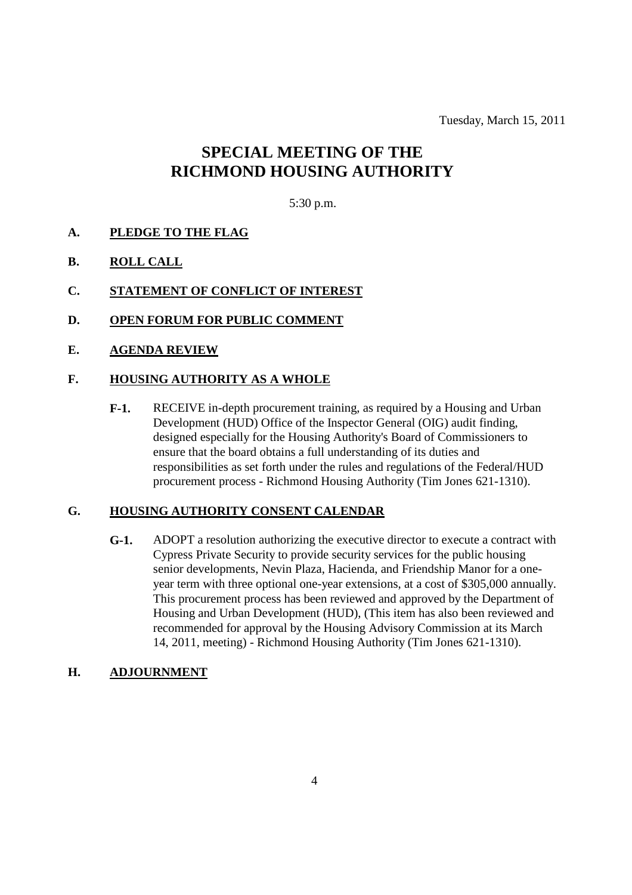Tuesday, March 15, 2011

# SPECIAL MEETING OF THE RICHMOND HOUSING AUTHORITY

5:30 p.m.

**A. PLEDGE TO THE FLAG**

**B. ROLL CALL**

**C. STATEMENT OF CONFLICT OF INTEREST**

**D. OPEN FORUM FOR PUBLIC COMMENT**

**E. AGENDA REVIEW**

**F. HOUSING AUTHORITY AS A WHOLE**

**F-1.** RECEIVE in-depth procurement training, as required by a Housing and Urban Development (HUD) Office of the Inspector General (OIG) audit finding, designed especially for the Housing Authority's Board of Commissioners to ensure that the board obtains a full understanding of its duties and responsibilities as set forth under the rules and regulations of the Federal/HUD procurement process - Richmond Housing Authority (Tim Jones 621-1310).

**G. HOUSING AUTHORITY CONSENT CALENDAR**

**G-1.** ADOPT a resolution authorizing the executive director to execute a contract with Cypress Private Security to provide security services for the public housing senior developments, Nevin Plaza, Hacienda, and Friendship Manor for a one-year term with three optional one-year extensions, at a cost of $305,000 annually. This procurement process has been reviewed and approved by the Department of Housing and Urban Development (HUD), (This item has also been reviewed and recommended for approval by the Housing Advisory Commission at its March 14, 2011, meeting) - Richmond Housing Authority (Tim Jones 621-1310).

**H. ADJOURNMENT**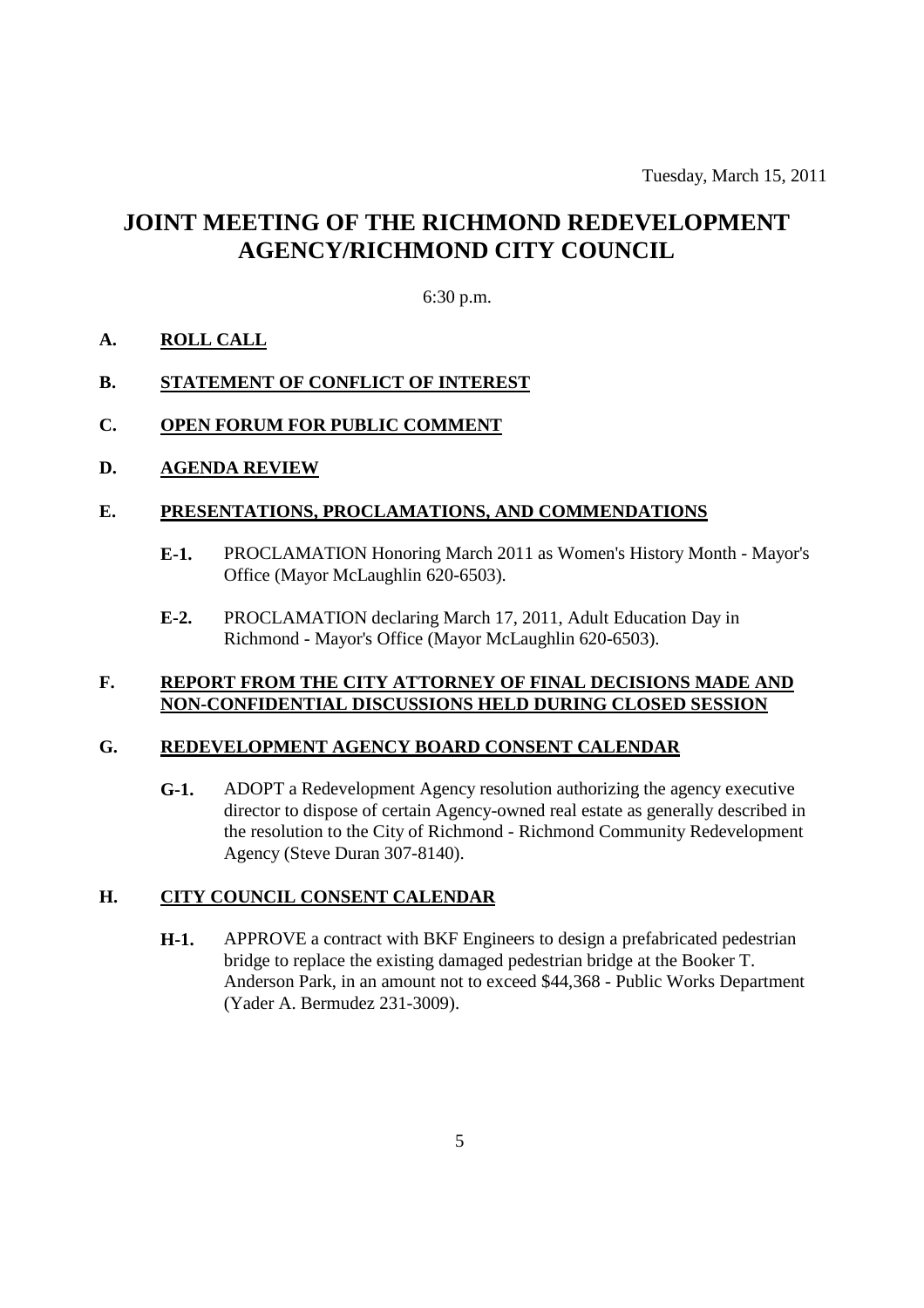Tuesday, March 15, 2011

# JOINT MEETING OF THE RICHMOND REDEVELOPMENT AGENCY/RICHMOND CITY COUNCIL

6:30 p.m.

## A. ROLL CALL

## B. STATEMENT OF CONFLICT OF INTEREST

## C. OPEN FORUM FOR PUBLIC COMMENT

## D. AGENDA REVIEW

## E. PRESENTATIONS, PROCLAMATIONS, AND COMMENDATIONS

**E-1.** PROCLAMATION Honoring March 2011 as Women's History Month - Mayor's Office (Mayor McLaughlin 620-6503).

**E-2.** PROCLAMATION declaring March 17, 2011, Adult Education Day in Richmond - Mayor's Office (Mayor McLaughlin 620-6503).

## F. REPORT FROM THE CITY ATTORNEY OF FINAL DECISIONS MADE AND NON-CONFIDENTIAL DISCUSSIONS HELD DURING CLOSED SESSION

## G. REDEVELOPMENT AGENCY BOARD CONSENT CALENDAR

**G-1.** ADOPT a Redevelopment Agency resolution authorizing the agency executive director to dispose of certain Agency-owned real estate as generally described in the resolution to the City of Richmond - Richmond Community Redevelopment Agency (Steve Duran 307-8140).

## H. CITY COUNCIL CONSENT CALENDAR

**H-1.** APPROVE a contract with BKF Engineers to design a prefabricated pedestrian bridge to replace the existing damaged pedestrian bridge at the Booker T. Anderson Park, in an amount not to exceed $44,368 - Public Works Department (Yader A. Bermudez 231-3009).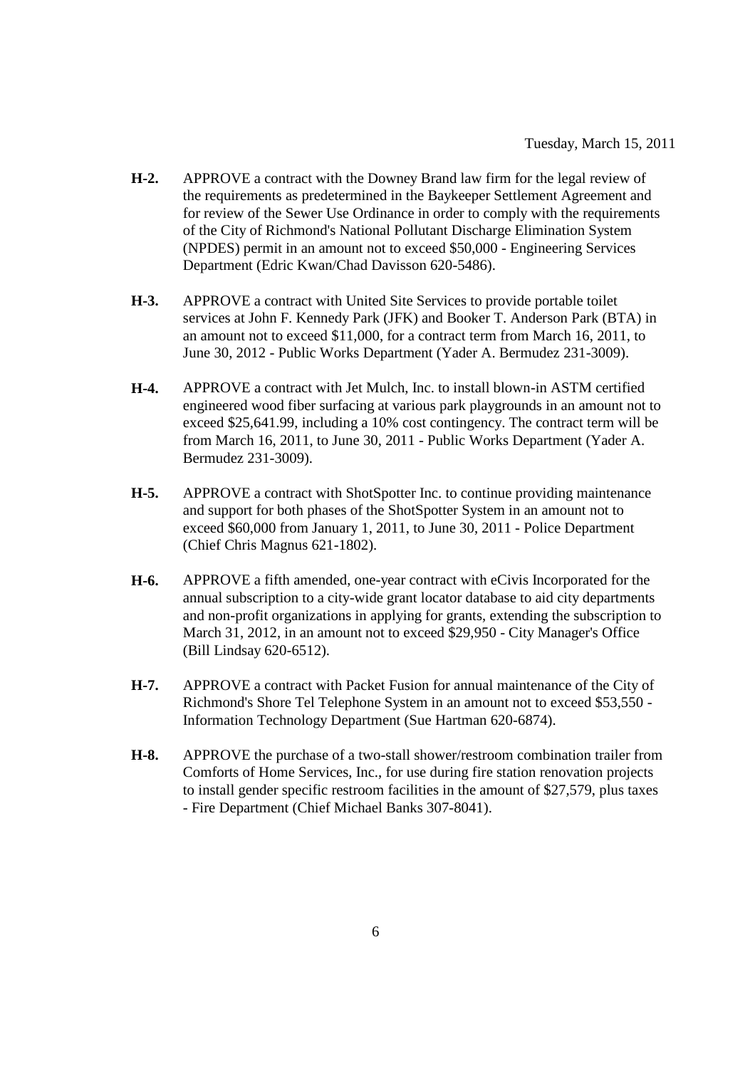Tuesday, March 15, 2011

**H-2.** APPROVE a contract with the Downey Brand law firm for the legal review of the requirements as predetermined in the Baykeeper Settlement Agreement and for review of the Sewer Use Ordinance in order to comply with the requirements of the City of Richmond's National Pollutant Discharge Elimination System (NPDES) permit in an amount not to exceed $50,000 - Engineering Services Department (Edric Kwan/Chad Davisson 620-5486).

**H-3.** APPROVE a contract with United Site Services to provide portable toilet services at John F. Kennedy Park (JFK) and Booker T. Anderson Park (BTA) in an amount not to exceed $11,000, for a contract term from March 16, 2011, to June 30, 2012 - Public Works Department (Yader A. Bermudez 231-3009).

**H-4.** APPROVE a contract with Jet Mulch, Inc. to install blown-in ASTM certified engineered wood fiber surfacing at various park playgrounds in an amount not to exceed $25,641.99, including a 10% cost contingency. The contract term will be from March 16, 2011, to June 30, 2011 - Public Works Department (Yader A. Bermudez 231-3009).

**H-5.** APPROVE a contract with ShotSpotter Inc. to continue providing maintenance and support for both phases of the ShotSpotter System in an amount not to exceed $60,000 from January 1, 2011, to June 30, 2011 - Police Department (Chief Chris Magnus 621-1802).

**H-6.** APPROVE a fifth amended, one-year contract with eCivis Incorporated for the annual subscription to a city-wide grant locator database to aid city departments and non-profit organizations in applying for grants, extending the subscription to March 31, 2012, in an amount not to exceed $29,950 - City Manager's Office (Bill Lindsay 620-6512).

**H-7.** APPROVE a contract with Packet Fusion for annual maintenance of the City of Richmond's Shore Tel Telephone System in an amount not to exceed $53,550 - Information Technology Department (Sue Hartman 620-6874).

**H-8.** APPROVE the purchase of a two-stall shower/restroom combination trailer from Comforts of Home Services, Inc., for use during fire station renovation projects to install gender specific restroom facilities in the amount of $27,579, plus taxes - Fire Department (Chief Michael Banks 307-8041).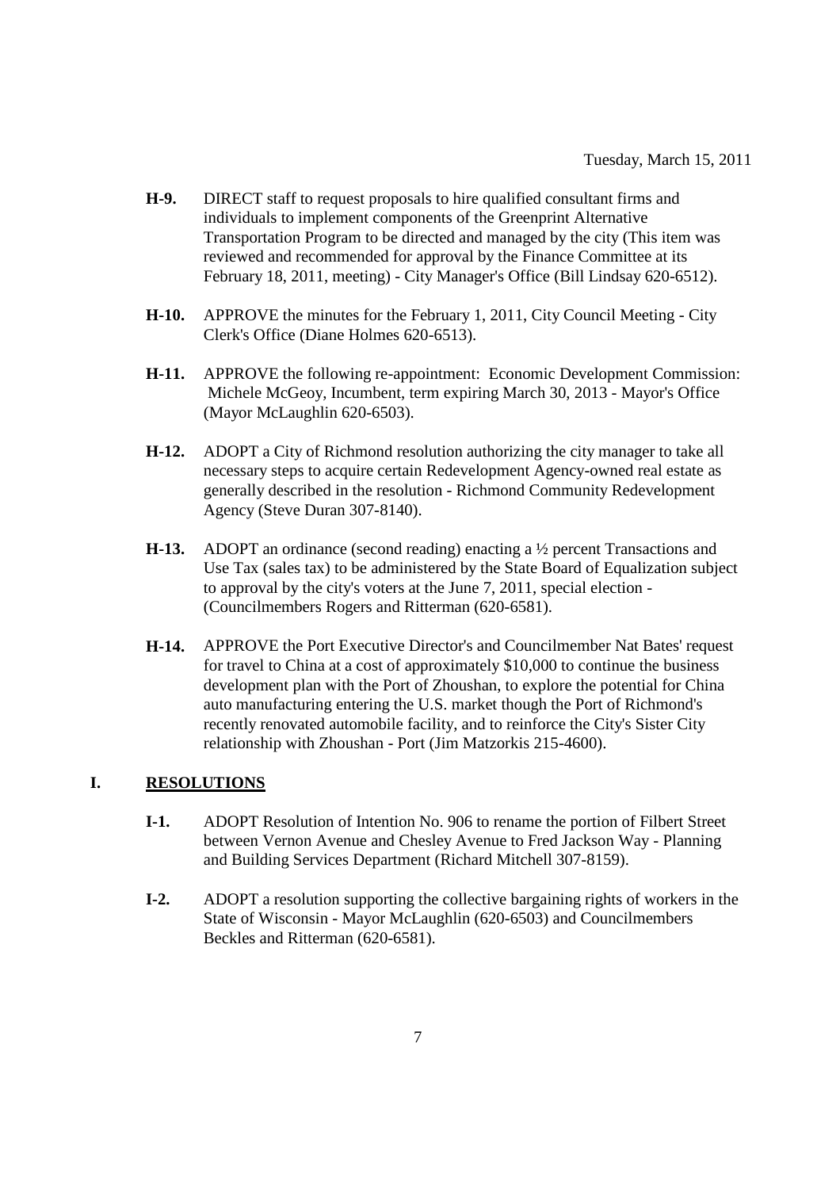- **H-9.** DIRECT staff to request proposals to hire qualified consultant firms and individuals to implement components of the Greenprint Alternative Transportation Program to be directed and managed by the city (This item was reviewed and recommended for approval by the Finance Committee at its February 18, 2011, meeting) - City Manager's Office (Bill Lindsay 620-6512).

- **H-10.** APPROVE the minutes for the February 1, 2011, City Council Meeting - City Clerk's Office (Diane Holmes 620-6513).

- **H-11.** APPROVE the following re-appointment: Economic Development Commission: Michele McGeoy, Incumbent, term expiring March 30, 2013 - Mayor's Office (Mayor McLaughlin 620-6503).

- **H-12.** ADOPT a City of Richmond resolution authorizing the city manager to take all necessary steps to acquire certain Redevelopment Agency-owned real estate as generally described in the resolution - Richmond Community Redevelopment Agency (Steve Duran 307-8140).

- **H-13.** ADOPT an ordinance (second reading) enacting a ½ percent Transactions and Use Tax (sales tax) to be administered by the State Board of Equalization subject to approval by the city's voters at the June 7, 2011, special election - (Councilmembers Rogers and Ritterman (620-6581).

- **H-14.** APPROVE the Port Executive Director's and Councilmember Nat Bates' request for travel to China at a cost of approximately $10,000 to continue the business development plan with the Port of Zhoushan, to explore the potential for China auto manufacturing entering the U.S. market though the Port of Richmond's recently renovated automobile facility, and to reinforce the City's Sister City relationship with Zhoushan - Port (Jim Matzorkis 215-4600).

## I. RESOLUTIONS

- **I-1.** ADOPT Resolution of Intention No. 906 to rename the portion of Filbert Street between Vernon Avenue and Chesley Avenue to Fred Jackson Way - Planning and Building Services Department (Richard Mitchell 307-8159).

- **I-2.** ADOPT a resolution supporting the collective bargaining rights of workers in the State of Wisconsin - Mayor McLaughlin (620-6503) and Councilmembers Beckles and Ritterman (620-6581).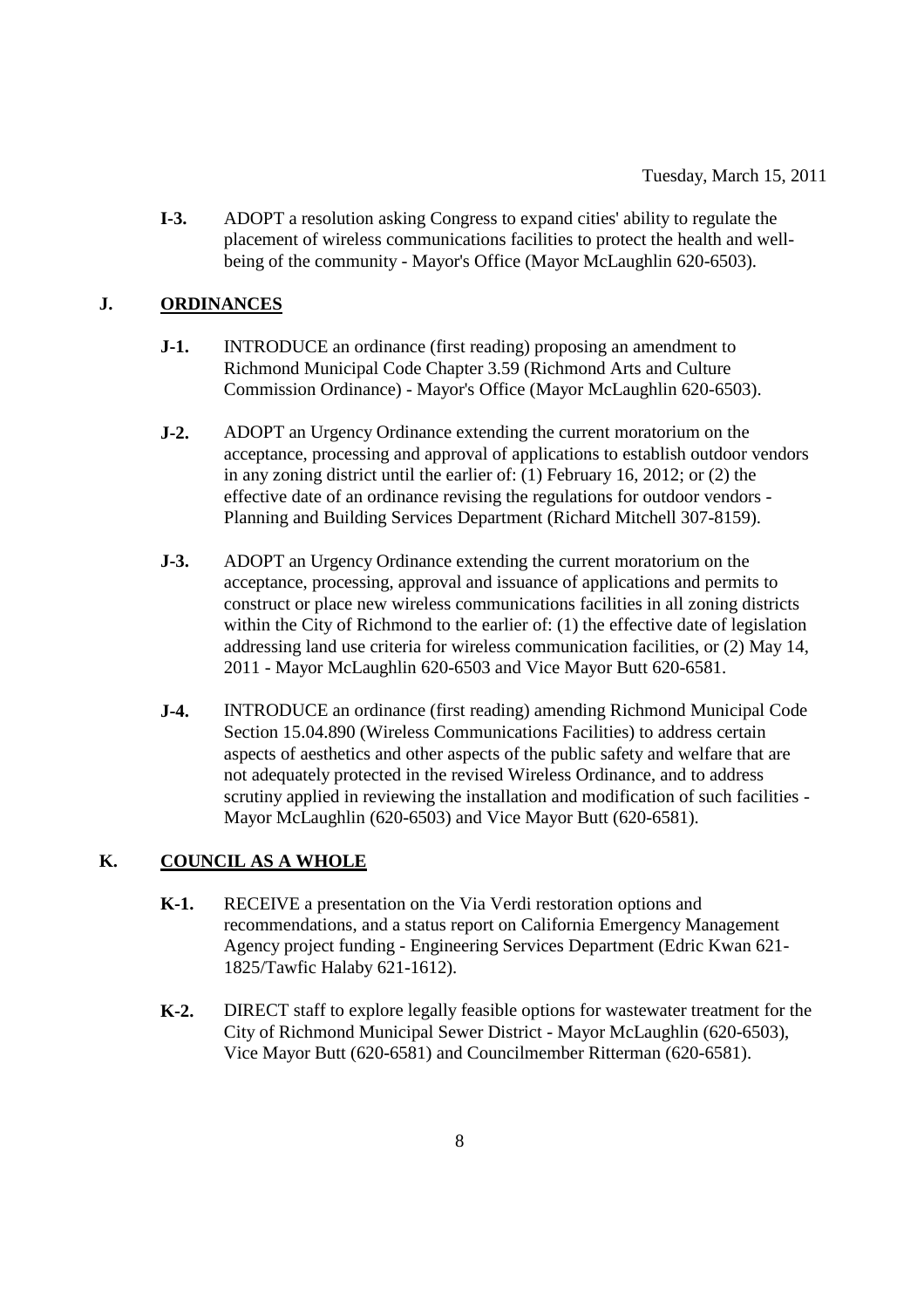**I-3.** ADOPT a resolution asking Congress to expand cities' ability to regulate the placement of wireless communications facilities to protect the health and well-being of the community - Mayor's Office (Mayor McLaughlin 620-6503).

## J. ORDINANCES

**J-1.** INTRODUCE an ordinance (first reading) proposing an amendment to Richmond Municipal Code Chapter 3.59 (Richmond Arts and Culture Commission Ordinance) - Mayor's Office (Mayor McLaughlin 620-6503).

**J-2.** ADOPT an Urgency Ordinance extending the current moratorium on the acceptance, processing and approval of applications to establish outdoor vendors in any zoning district until the earlier of: (1) February 16, 2012; or (2) the effective date of an ordinance revising the regulations for outdoor vendors - Planning and Building Services Department (Richard Mitchell 307-8159).

**J-3.** ADOPT an Urgency Ordinance extending the current moratorium on the acceptance, processing, approval and issuance of applications and permits to construct or place new wireless communications facilities in all zoning districts within the City of Richmond to the earlier of: (1) the effective date of legislation addressing land use criteria for wireless communication facilities, or (2) May 14, 2011 - Mayor McLaughlin 620-6503 and Vice Mayor Butt 620-6581.

**J-4.** INTRODUCE an ordinance (first reading) amending Richmond Municipal Code Section 15.04.890 (Wireless Communications Facilities) to address certain aspects of aesthetics and other aspects of the public safety and welfare that are not adequately protected in the revised Wireless Ordinance, and to address scrutiny applied in reviewing the installation and modification of such facilities - Mayor McLaughlin (620-6503) and Vice Mayor Butt (620-6581).

## K. COUNCIL AS A WHOLE

**K-1.** RECEIVE a presentation on the Via Verdi restoration options and recommendations, and a status report on California Emergency Management Agency project funding - Engineering Services Department (Edric Kwan 621-1825/Tawfic Halaby 621-1612).

**K-2.** DIRECT staff to explore legally feasible options for wastewater treatment for the City of Richmond Municipal Sewer District - Mayor McLaughlin (620-6503), Vice Mayor Butt (620-6581) and Councilmember Ritterman (620-6581).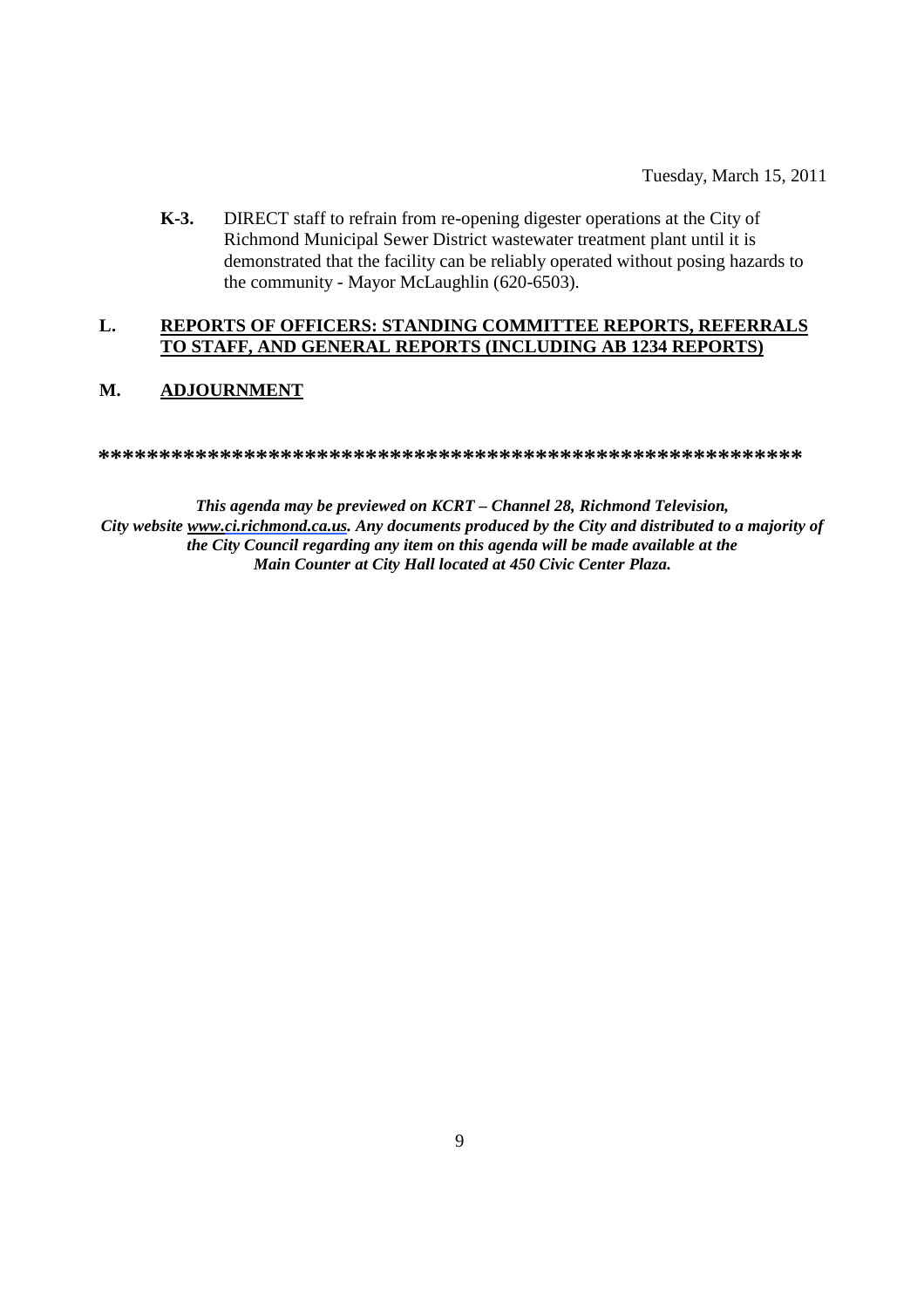Tuesday, March 15, 2011

**K-3.** DIRECT staff to refrain from re-opening digester operations at the City of Richmond Municipal Sewer District wastewater treatment plant until it is demonstrated that the facility can be reliably operated without posing hazards to the community - Mayor McLaughlin (620-6503).

## L. REPORTS OF OFFICERS: STANDING COMMITTEE REPORTS, REFERRALS TO STAFF, AND GENERAL REPORTS (INCLUDING AB 1234 REPORTS)

## M. ADJOURNMENT

**********************************************************

***This agenda may be previewed on KCRT – Channel 28, Richmond Television, City website www.ci.richmond.ca.us. Any documents produced by the City and distributed to a majority of the City Council regarding any item on this agenda will be made available at the Main Counter at City Hall located at 450 Civic Center Plaza.***